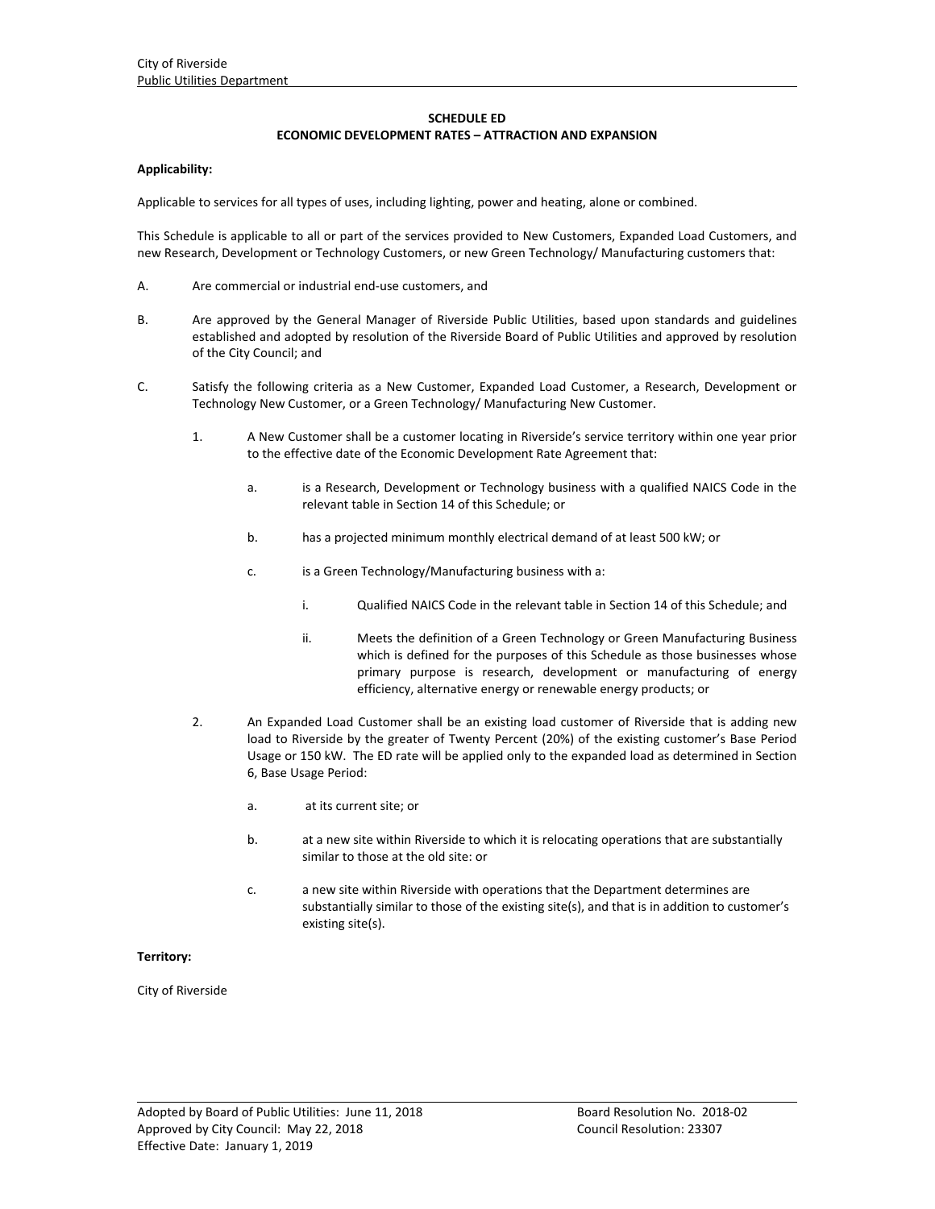City of Riverside
Public Utilities Department

## SCHEDULE ED
## ECONOMIC DEVELOPMENT RATES – ATTRACTION AND EXPANSION

**Applicability:**

Applicable to services for all types of uses, including lighting, power and heating, alone or combined.

This Schedule is applicable to all or part of the services provided to New Customers, Expanded Load Customers, and new Research, Development or Technology Customers, or new Green Technology/ Manufacturing customers that:

A. Are commercial or industrial end-use customers, and

B. Are approved by the General Manager of Riverside Public Utilities, based upon standards and guidelines established and adopted by resolution of the Riverside Board of Public Utilities and approved by resolution of the City Council; and

C. Satisfy the following criteria as a New Customer, Expanded Load Customer, a Research, Development or Technology New Customer, or a Green Technology/ Manufacturing New Customer.

   1. A New Customer shall be a customer locating in Riverside's service territory within one year prior to the effective date of the Economic Development Rate Agreement that:

      a. is a Research, Development or Technology business with a qualified NAICS Code in the relevant table in Section 14 of this Schedule; or

      b. has a projected minimum monthly electrical demand of at least 500 kW; or

      c. is a Green Technology/Manufacturing business with a:

         i. Qualified NAICS Code in the relevant table in Section 14 of this Schedule; and

         ii. Meets the definition of a Green Technology or Green Manufacturing Business which is defined for the purposes of this Schedule as those businesses whose primary purpose is research, development or manufacturing of energy efficiency, alternative energy or renewable energy products; or

   2. An Expanded Load Customer shall be an existing load customer of Riverside that is adding new load to Riverside by the greater of Twenty Percent (20%) of the existing customer's Base Period Usage or 150 kW. The ED rate will be applied only to the expanded load as determined in Section 6, Base Usage Period:

      a. at its current site; or

      b. at a new site within Riverside to which it is relocating operations that are substantially similar to those at the old site: or

      c. a new site within Riverside with operations that the Department determines are substantially similar to those of the existing site(s), and that is in addition to customer's existing site(s).

**Territory:**

City of Riverside

Adopted by Board of Public Utilities: June 11, 2018 | Board Resolution No. 2018-02
Approved by City Council: May 22, 2018 | Council Resolution: 23307
Effective Date: January 1, 2019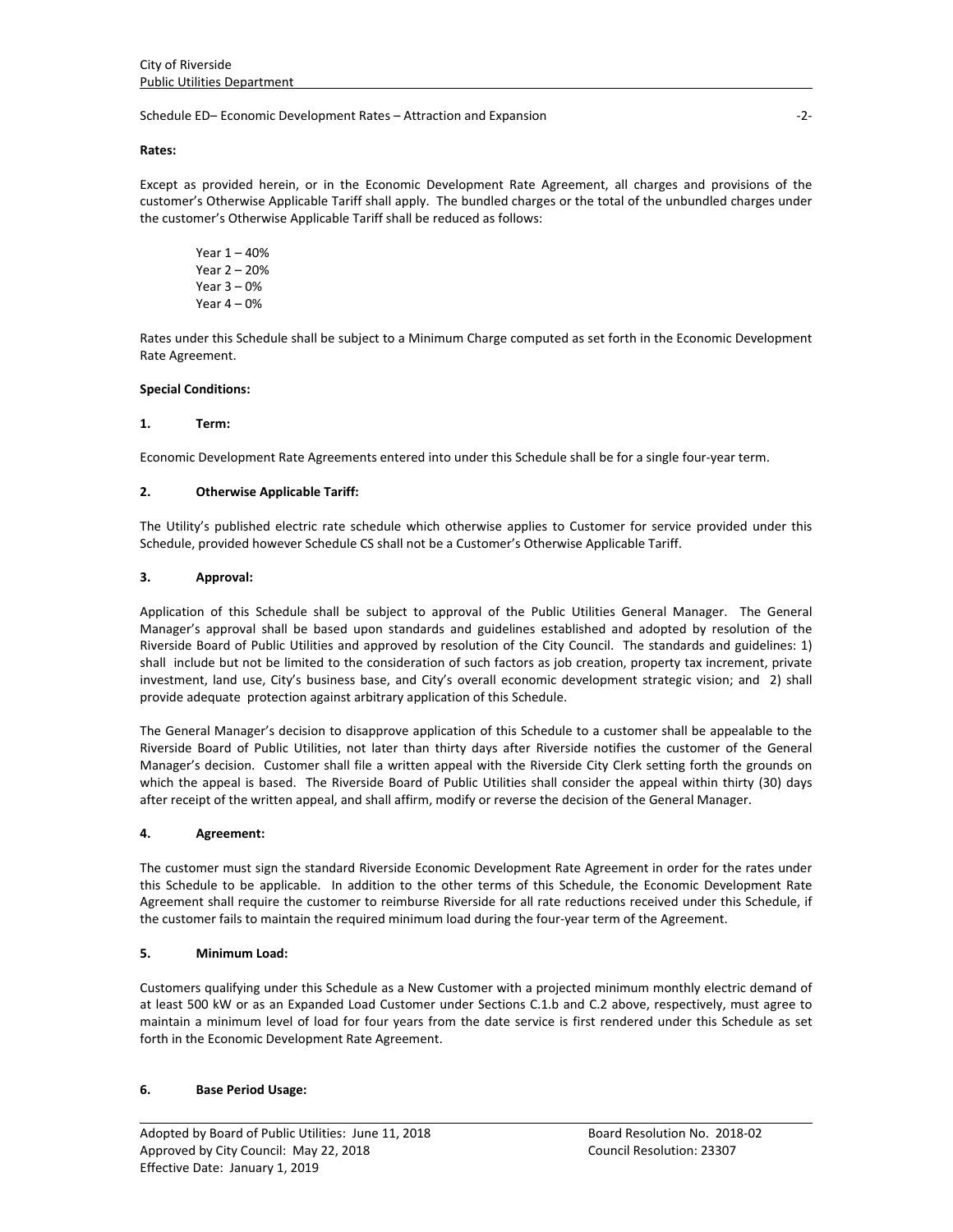**Rates:**

Except as provided herein, or in the Economic Development Rate Agreement, all charges and provisions of the customer's Otherwise Applicable Tariff shall apply. The bundled charges or the total of the unbundled charges under the customer's Otherwise Applicable Tariff shall be reduced as follows:

Year 1 – 40%
Year 2 – 20%
Year 3 – 0%
Year 4 – 0%

Rates under this Schedule shall be subject to a Minimum Charge computed as set forth in the Economic Development Rate Agreement.

**Special Conditions:**

**1. Term:**

Economic Development Rate Agreements entered into under this Schedule shall be for a single four-year term.

**2. Otherwise Applicable Tariff:**

The Utility's published electric rate schedule which otherwise applies to Customer for service provided under this Schedule, provided however Schedule CS shall not be a Customer's Otherwise Applicable Tariff.

**3. Approval:**

Application of this Schedule shall be subject to approval of the Public Utilities General Manager. The General Manager's approval shall be based upon standards and guidelines established and adopted by resolution of the Riverside Board of Public Utilities and approved by resolution of the City Council. The standards and guidelines: 1) shall include but not be limited to the consideration of such factors as job creation, property tax increment, private investment, land use, City's business base, and City's overall economic development strategic vision; and 2) shall provide adequate protection against arbitrary application of this Schedule.

The General Manager's decision to disapprove application of this Schedule to a customer shall be appealable to the Riverside Board of Public Utilities, not later than thirty days after Riverside notifies the customer of the General Manager's decision. Customer shall file a written appeal with the Riverside City Clerk setting forth the grounds on which the appeal is based. The Riverside Board of Public Utilities shall consider the appeal within thirty (30) days after receipt of the written appeal, and shall affirm, modify or reverse the decision of the General Manager.

**4. Agreement:**

The customer must sign the standard Riverside Economic Development Rate Agreement in order for the rates under this Schedule to be applicable. In addition to the other terms of this Schedule, the Economic Development Rate Agreement shall require the customer to reimburse Riverside for all rate reductions received under this Schedule, if the customer fails to maintain the required minimum load during the four-year term of the Agreement.

**5. Minimum Load:**

Customers qualifying under this Schedule as a New Customer with a projected minimum monthly electric demand of at least 500 kW or as an Expanded Load Customer under Sections C.1.b and C.2 above, respectively, must agree to maintain a minimum level of load for four years from the date service is first rendered under this Schedule as set forth in the Economic Development Rate Agreement.

**6. Base Period Usage:**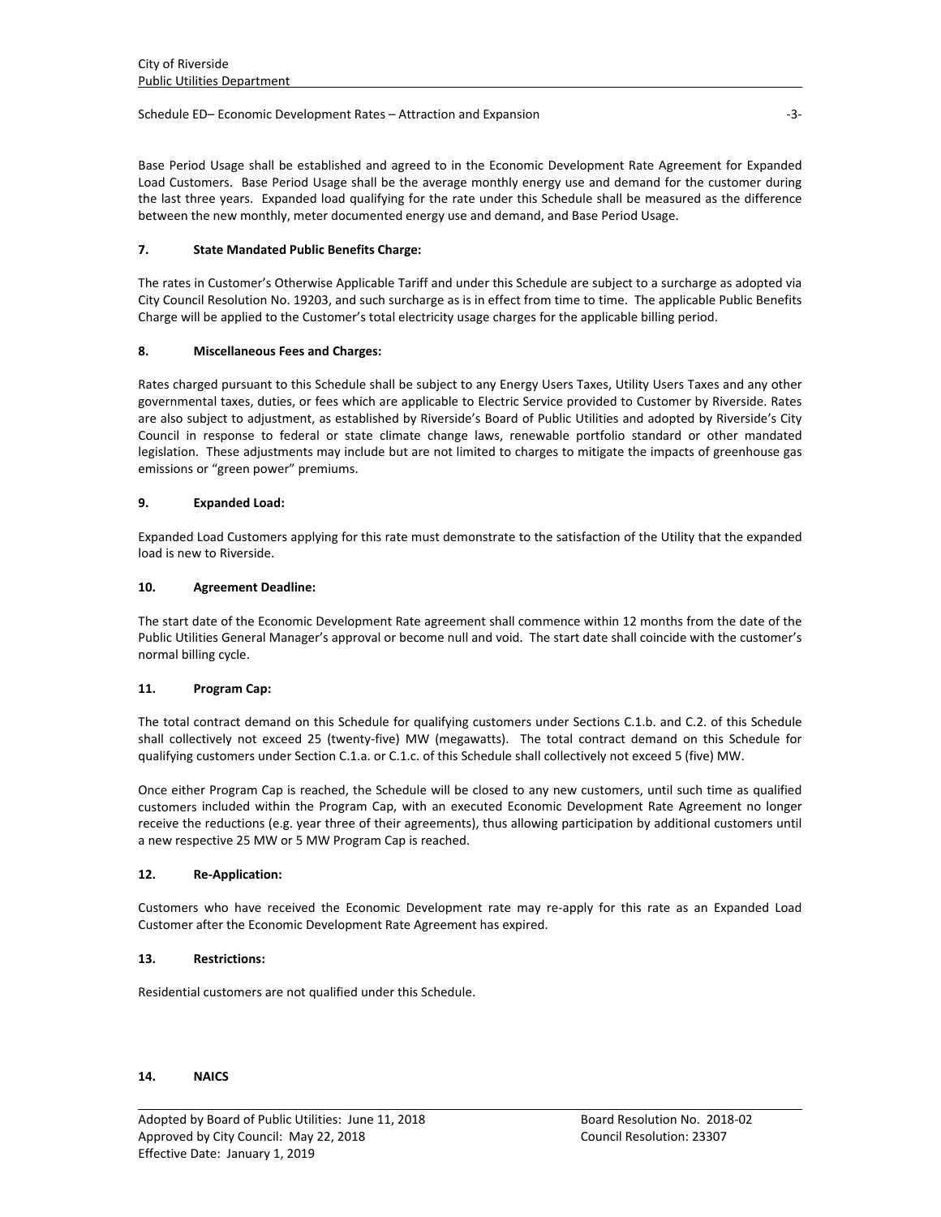Base Period Usage shall be established and agreed to in the Economic Development Rate Agreement for Expanded Load Customers. Base Period Usage shall be the average monthly energy use and demand for the customer during the last three years. Expanded load qualifying for the rate under this Schedule shall be measured as the difference between the new monthly, meter documented energy use and demand, and Base Period Usage.

**7. State Mandated Public Benefits Charge:**

The rates in Customer's Otherwise Applicable Tariff and under this Schedule are subject to a surcharge as adopted via City Council Resolution No. 19203, and such surcharge as is in effect from time to time. The applicable Public Benefits Charge will be applied to the Customer's total electricity usage charges for the applicable billing period.

**8. Miscellaneous Fees and Charges:**

Rates charged pursuant to this Schedule shall be subject to any Energy Users Taxes, Utility Users Taxes and any other governmental taxes, duties, or fees which are applicable to Electric Service provided to Customer by Riverside. Rates are also subject to adjustment, as established by Riverside's Board of Public Utilities and adopted by Riverside's City Council in response to federal or state climate change laws, renewable portfolio standard or other mandated legislation. These adjustments may include but are not limited to charges to mitigate the impacts of greenhouse gas emissions or "green power" premiums.

**9. Expanded Load:**

Expanded Load Customers applying for this rate must demonstrate to the satisfaction of the Utility that the expanded load is new to Riverside.

**10. Agreement Deadline:**

The start date of the Economic Development Rate agreement shall commence within 12 months from the date of the Public Utilities General Manager's approval or become null and void. The start date shall coincide with the customer's normal billing cycle.

**11. Program Cap:**

The total contract demand on this Schedule for qualifying customers under Sections C.1.b. and C.2. of this Schedule shall collectively not exceed 25 (twenty-five) MW (megawatts). The total contract demand on this Schedule for qualifying customers under Section C.1.a. or C.1.c. of this Schedule shall collectively not exceed 5 (five) MW.

Once either Program Cap is reached, the Schedule will be closed to any new customers, until such time as qualified customers included within the Program Cap, with an executed Economic Development Rate Agreement no longer receive the reductions (e.g. year three of their agreements), thus allowing participation by additional customers until a new respective 25 MW or 5 MW Program Cap is reached.

**12. Re-Application:**

Customers who have received the Economic Development rate may re-apply for this rate as an Expanded Load Customer after the Economic Development Rate Agreement has expired.

**13. Restrictions:**

Residential customers are not qualified under this Schedule.

**14. NAICS**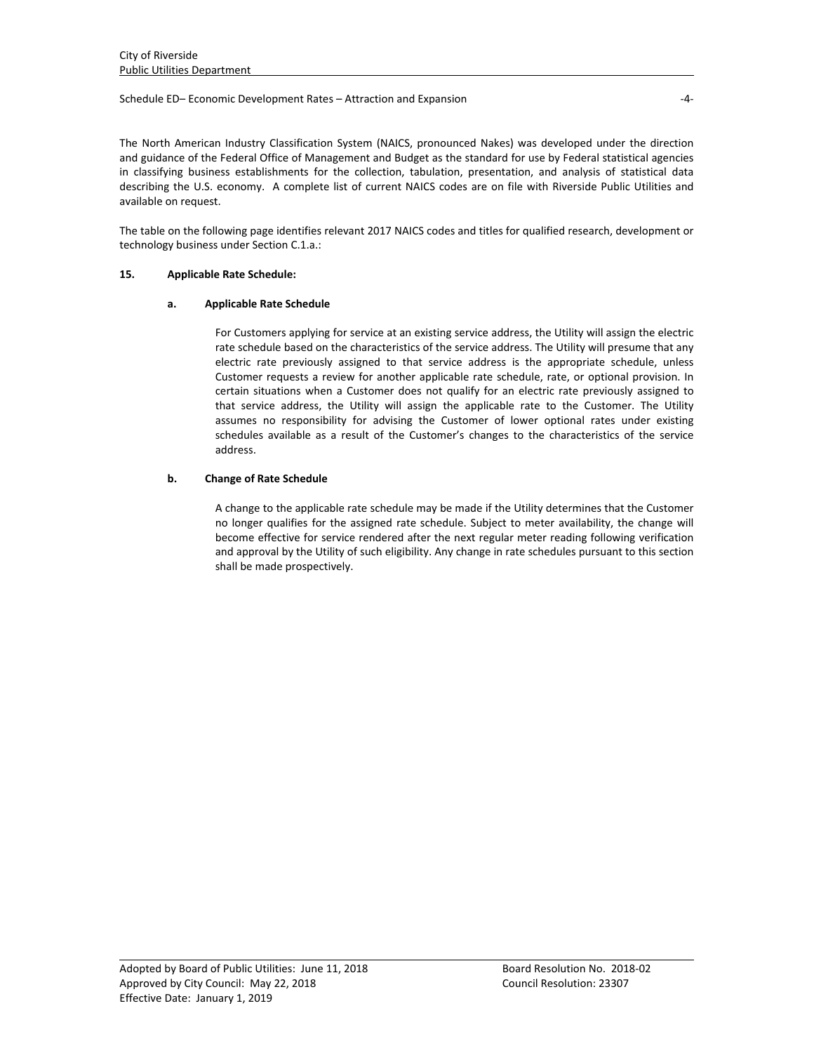The North American Industry Classification System (NAICS, pronounced Nakes) was developed under the direction and guidance of the Federal Office of Management and Budget as the standard for use by Federal statistical agencies in classifying business establishments for the collection, tabulation, presentation, and analysis of statistical data describing the U.S. economy. A complete list of current NAICS codes are on file with Riverside Public Utilities and available on request.

The table on the following page identifies relevant 2017 NAICS codes and titles for qualified research, development or technology business under Section C.1.a.:

**15. Applicable Rate Schedule:**

**a. Applicable Rate Schedule**

For Customers applying for service at an existing service address, the Utility will assign the electric rate schedule based on the characteristics of the service address. The Utility will presume that any electric rate previously assigned to that service address is the appropriate schedule, unless Customer requests a review for another applicable rate schedule, rate, or optional provision. In certain situations when a Customer does not qualify for an electric rate previously assigned to that service address, the Utility will assign the applicable rate to the Customer. The Utility assumes no responsibility for advising the Customer of lower optional rates under existing schedules available as a result of the Customer's changes to the characteristics of the service address.

**b. Change of Rate Schedule**

A change to the applicable rate schedule may be made if the Utility determines that the Customer no longer qualifies for the assigned rate schedule. Subject to meter availability, the change will become effective for service rendered after the next regular meter reading following verification and approval by the Utility of such eligibility. Any change in rate schedules pursuant to this section shall be made prospectively.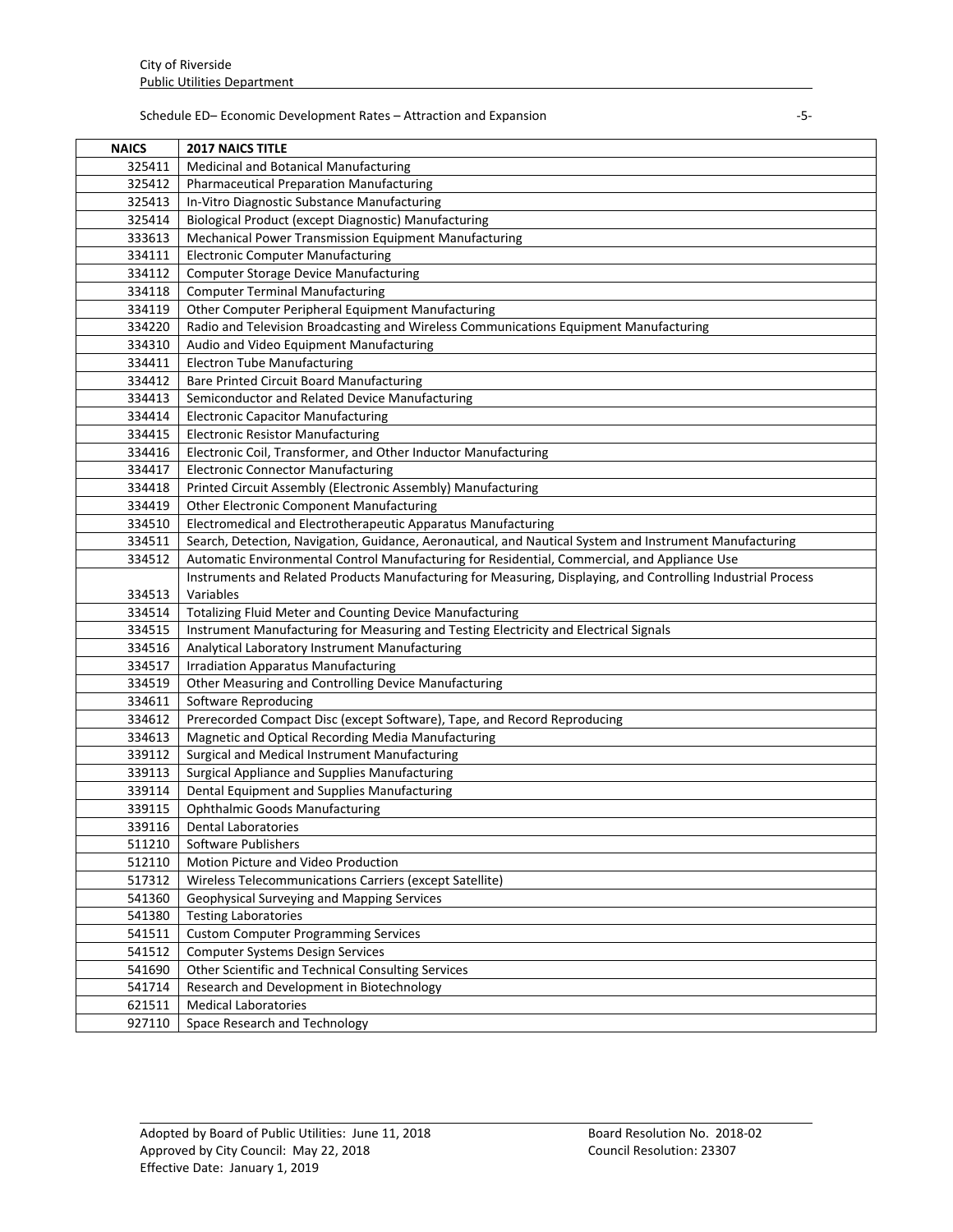| NAICS | 2017 NAICS TITLE |
|---|---|
| 325411 | Medicinal and Botanical Manufacturing |
| 325412 | Pharmaceutical Preparation Manufacturing |
| 325413 | In-Vitro Diagnostic Substance Manufacturing |
| 325414 | Biological Product (except Diagnostic) Manufacturing |
| 333613 | Mechanical Power Transmission Equipment Manufacturing |
| 334111 | Electronic Computer Manufacturing |
| 334112 | Computer Storage Device Manufacturing |
| 334118 | Computer Terminal Manufacturing |
| 334119 | Other Computer Peripheral Equipment Manufacturing |
| 334220 | Radio and Television Broadcasting and Wireless Communications Equipment Manufacturing |
| 334310 | Audio and Video Equipment Manufacturing |
| 334411 | Electron Tube Manufacturing |
| 334412 | Bare Printed Circuit Board Manufacturing |
| 334413 | Semiconductor and Related Device Manufacturing |
| 334414 | Electronic Capacitor Manufacturing |
| 334415 | Electronic Resistor Manufacturing |
| 334416 | Electronic Coil, Transformer, and Other Inductor Manufacturing |
| 334417 | Electronic Connector Manufacturing |
| 334418 | Printed Circuit Assembly (Electronic Assembly) Manufacturing |
| 334419 | Other Electronic Component Manufacturing |
| 334510 | Electromedical and Electrotherapeutic Apparatus Manufacturing |
| 334511 | Search, Detection, Navigation, Guidance, Aeronautical, and Nautical System and Instrument Manufacturing |
| 334512 | Automatic Environmental Control Manufacturing for Residential, Commercial, and Appliance Use |
| 334513 | Instruments and Related Products Manufacturing for Measuring, Displaying, and Controlling Industrial Process Variables |
| 334514 | Totalizing Fluid Meter and Counting Device Manufacturing |
| 334515 | Instrument Manufacturing for Measuring and Testing Electricity and Electrical Signals |
| 334516 | Analytical Laboratory Instrument Manufacturing |
| 334517 | Irradiation Apparatus Manufacturing |
| 334519 | Other Measuring and Controlling Device Manufacturing |
| 334611 | Software Reproducing |
| 334612 | Prerecorded Compact Disc (except Software), Tape, and Record Reproducing |
| 334613 | Magnetic and Optical Recording Media Manufacturing |
| 339112 | Surgical and Medical Instrument Manufacturing |
| 339113 | Surgical Appliance and Supplies Manufacturing |
| 339114 | Dental Equipment and Supplies Manufacturing |
| 339115 | Ophthalmic Goods Manufacturing |
| 339116 | Dental Laboratories |
| 511210 | Software Publishers |
| 512110 | Motion Picture and Video Production |
| 517312 | Wireless Telecommunications Carriers (except Satellite) |
| 541360 | Geophysical Surveying and Mapping Services |
| 541380 | Testing Laboratories |
| 541511 | Custom Computer Programming Services |
| 541512 | Computer Systems Design Services |
| 541690 | Other Scientific and Technical Consulting Services |
| 541714 | Research and Development in Biotechnology |
| 621511 | Medical Laboratories |
| 927110 | Space Research and Technology |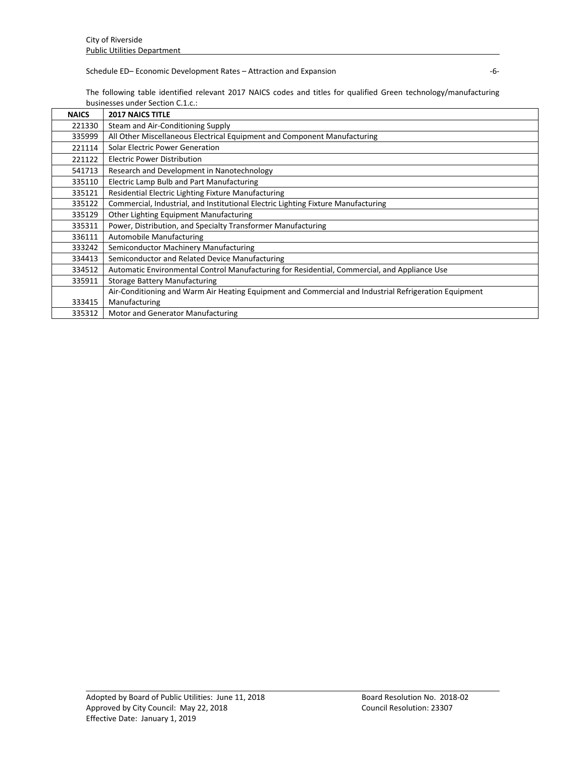The following table identified relevant 2017 NAICS codes and titles for qualified Green technology/manufacturing businesses under Section C.1.c.:

| NAICS | 2017 NAICS TITLE |
|---|---|
| 221330 | Steam and Air-Conditioning Supply |
| 335999 | All Other Miscellaneous Electrical Equipment and Component Manufacturing |
| 221114 | Solar Electric Power Generation |
| 221122 | Electric Power Distribution |
| 541713 | Research and Development in Nanotechnology |
| 335110 | Electric Lamp Bulb and Part Manufacturing |
| 335121 | Residential Electric Lighting Fixture Manufacturing |
| 335122 | Commercial, Industrial, and Institutional Electric Lighting Fixture Manufacturing |
| 335129 | Other Lighting Equipment Manufacturing |
| 335311 | Power, Distribution, and Specialty Transformer Manufacturing |
| 336111 | Automobile Manufacturing |
| 333242 | Semiconductor Machinery Manufacturing |
| 334413 | Semiconductor and Related Device Manufacturing |
| 334512 | Automatic Environmental Control Manufacturing for Residential, Commercial, and Appliance Use |
| 335911 | Storage Battery Manufacturing |
| 333415 | Air-Conditioning and Warm Air Heating Equipment and Commercial and Industrial Refrigeration Equipment Manufacturing |
| 335312 | Motor and Generator Manufacturing |

Adopted by Board of Public Utilities: June 11, 2018
Approved by City Council: May 22, 2018
Effective Date: January 1, 2019

Board Resolution No. 2018-02
Council Resolution: 23307